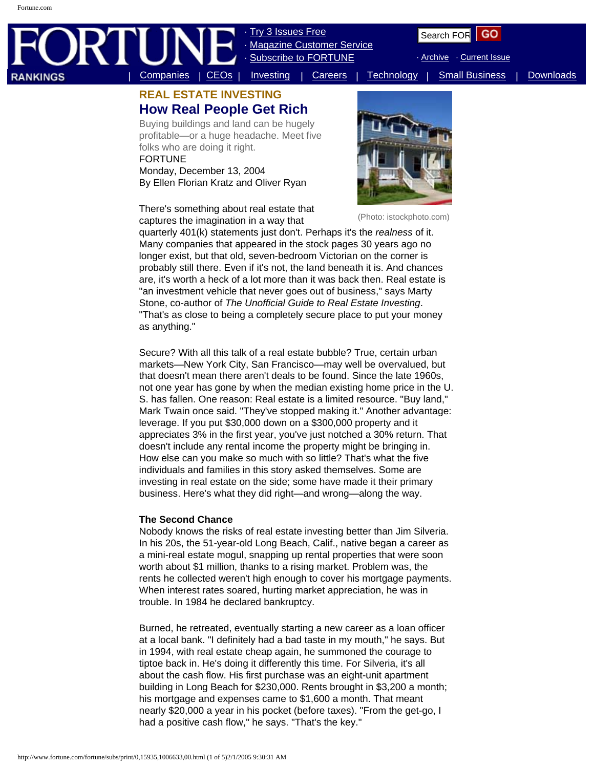REAL ESTATE INVESTING

# How Real People Get Rich

Buying buildings and land can be hugely profitable—or a huge headache. Meet five folks who are doing it right.

FORTUNE
Monday, December 13, 2004
By Ellen Florian Kratz and Oliver Ryan

(Photo: istockphoto.com)

There's something about real estate that captures the imagination in a way that quarterly 401(k) statements just don't. Perhaps it's the *realness* of it. Many companies that appeared in the stock pages 30 years ago no longer exist, but that old, seven-bedroom Victorian on the corner is probably still there. Even if it's not, the land beneath it is. And chances are, it's worth a heck of a lot more than it was back then. Real estate is "an investment vehicle that never goes out of business," says Marty Stone, co-author of *The Unofficial Guide to Real Estate Investing*. "That's as close to being a completely secure place to put your money as anything."

Secure? With all this talk of a real estate bubble? True, certain urban markets—New York City, San Francisco—may well be overvalued, but that doesn't mean there aren't deals to be found. Since the late 1960s, not one year has gone by when the median existing home price in the U. S. has fallen. One reason: Real estate is a limited resource. "Buy land," Mark Twain once said. "They've stopped making it." Another advantage: leverage. If you put $30,000 down on a $300,000 property and it appreciates 3% in the first year, you've just notched a 30% return. That doesn't include any rental income the property might be bringing in. How else can you make so much with so little? That's what the five individuals and families in this story asked themselves. Some are investing in real estate on the side; some have made it their primary business. Here's what they did right—and wrong—along the way.

**The Second Chance**

Nobody knows the risks of real estate investing better than Jim Silveria. In his 20s, the 51-year-old Long Beach, Calif., native began a career as a mini-real estate mogul, snapping up rental properties that were soon worth about $1 million, thanks to a rising market. Problem was, the rents he collected weren't high enough to cover his mortgage payments. When interest rates soared, hurting market appreciation, he was in trouble. In 1984 he declared bankruptcy.

Burned, he retreated, eventually starting a new career as a loan officer at a local bank. "I definitely had a bad taste in my mouth," he says. But in 1994, with real estate cheap again, he summoned the courage to tiptoe back in. He's doing it differently this time. For Silveria, it's all about the cash flow. His first purchase was an eight-unit apartment building in Long Beach for $230,000. Rents brought in $3,200 a month; his mortgage and expenses came to $1,600 a month. That meant nearly $20,000 a year in his pocket (before taxes). "From the get-go, I had a positive cash flow," he says. "That's the key."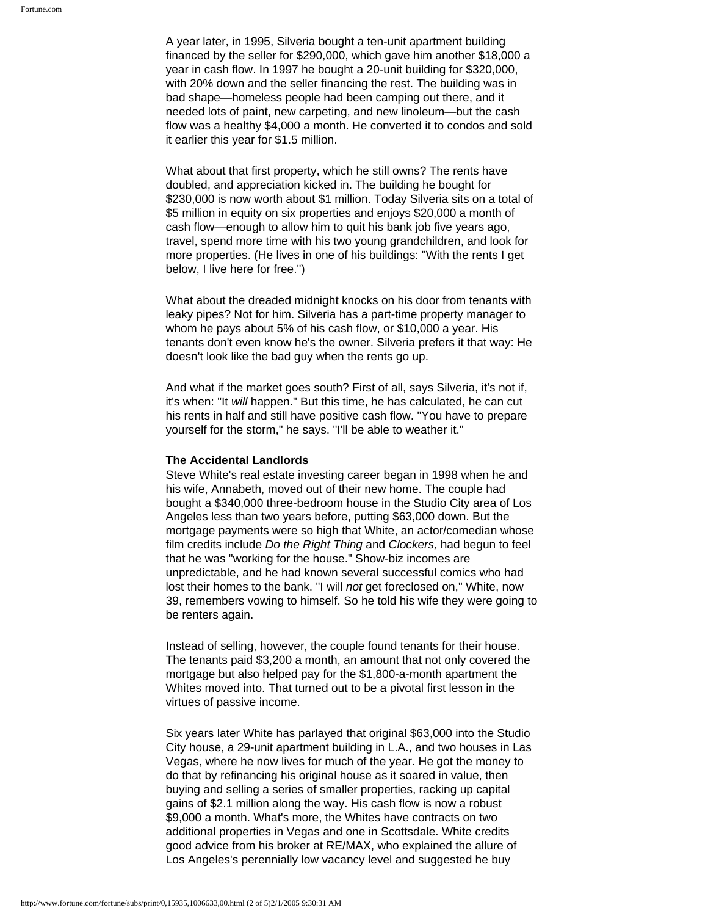A year later, in 1995, Silveria bought a ten-unit apartment building financed by the seller for $290,000, which gave him another $18,000 a year in cash flow. In 1997 he bought a 20-unit building for $320,000, with 20% down and the seller financing the rest. The building was in bad shape—homeless people had been camping out there, and it needed lots of paint, new carpeting, and new linoleum—but the cash flow was a healthy $4,000 a month. He converted it to condos and sold it earlier this year for $1.5 million.

What about that first property, which he still owns? The rents have doubled, and appreciation kicked in. The building he bought for $230,000 is now worth about $1 million. Today Silveria sits on a total of $5 million in equity on six properties and enjoys $20,000 a month of cash flow—enough to allow him to quit his bank job five years ago, travel, spend more time with his two young grandchildren, and look for more properties. (He lives in one of his buildings: "With the rents I get below, I live here for free.")

What about the dreaded midnight knocks on his door from tenants with leaky pipes? Not for him. Silveria has a part-time property manager to whom he pays about 5% of his cash flow, or $10,000 a year. His tenants don't even know he's the owner. Silveria prefers it that way: He doesn't look like the bad guy when the rents go up.

And what if the market goes south? First of all, says Silveria, it's not if, it's when: "It *will* happen." But this time, he has calculated, he can cut his rents in half and still have positive cash flow. "You have to prepare yourself for the storm," he says. "I'll be able to weather it."

**The Accidental Landlords**

Steve White's real estate investing career began in 1998 when he and his wife, Annabeth, moved out of their new home. The couple had bought a $340,000 three-bedroom house in the Studio City area of Los Angeles less than two years before, putting $63,000 down. But the mortgage payments were so high that White, an actor/comedian whose film credits include *Do the Right Thing* and *Clockers,* had begun to feel that he was "working for the house." Show-biz incomes are unpredictable, and he had known several successful comics who had lost their homes to the bank. "I will *not* get foreclosed on," White, now 39, remembers vowing to himself. So he told his wife they were going to be renters again.

Instead of selling, however, the couple found tenants for their house. The tenants paid $3,200 a month, an amount that not only covered the mortgage but also helped pay for the $1,800-a-month apartment the Whites moved into. That turned out to be a pivotal first lesson in the virtues of passive income.

Six years later White has parlayed that original $63,000 into the Studio City house, a 29-unit apartment building in L.A., and two houses in Las Vegas, where he now lives for much of the year. He got the money to do that by refinancing his original house as it soared in value, then buying and selling a series of smaller properties, racking up capital gains of $2.1 million along the way. His cash flow is now a robust $9,000 a month. What's more, the Whites have contracts on two additional properties in Vegas and one in Scottsdale. White credits good advice from his broker at RE/MAX, who explained the allure of Los Angeles's perennially low vacancy level and suggested he buy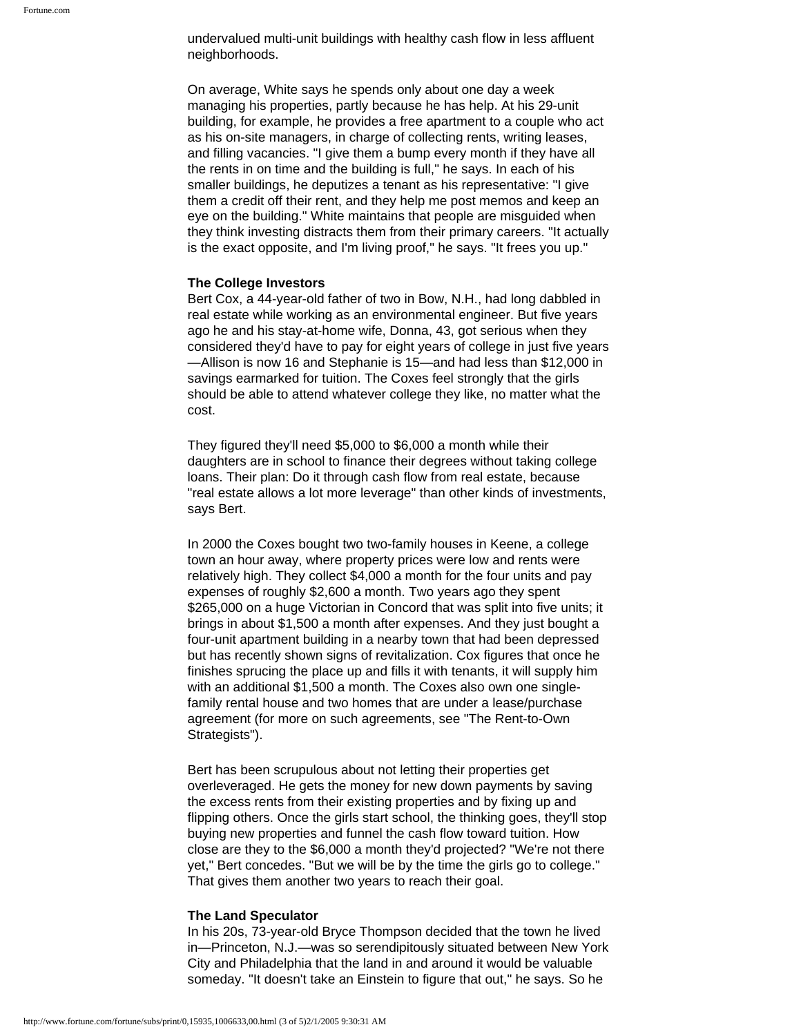undervalued multi-unit buildings with healthy cash flow in less affluent neighborhoods.

On average, White says he spends only about one day a week managing his properties, partly because he has help. At his 29-unit building, for example, he provides a free apartment to a couple who act as his on-site managers, in charge of collecting rents, writing leases, and filling vacancies. "I give them a bump every month if they have all the rents in on time and the building is full," he says. In each of his smaller buildings, he deputizes a tenant as his representative: "I give them a credit off their rent, and they help me post memos and keep an eye on the building." White maintains that people are misguided when they think investing distracts them from their primary careers. "It actually is the exact opposite, and I'm living proof," he says. "It frees you up."

**The College Investors**

Bert Cox, a 44-year-old father of two in Bow, N.H., had long dabbled in real estate while working as an environmental engineer. But five years ago he and his stay-at-home wife, Donna, 43, got serious when they considered they'd have to pay for eight years of college in just five years—Allison is now 16 and Stephanie is 15—and had less than $12,000 in savings earmarked for tuition. The Coxes feel strongly that the girls should be able to attend whatever college they like, no matter what the cost.

They figured they'll need $5,000 to $6,000 a month while their daughters are in school to finance their degrees without taking college loans. Their plan: Do it through cash flow from real estate, because "real estate allows a lot more leverage" than other kinds of investments, says Bert.

In 2000 the Coxes bought two two-family houses in Keene, a college town an hour away, where property prices were low and rents were relatively high. They collect $4,000 a month for the four units and pay expenses of roughly $2,600 a month. Two years ago they spent $265,000 on a huge Victorian in Concord that was split into five units; it brings in about $1,500 a month after expenses. And they just bought a four-unit apartment building in a nearby town that had been depressed but has recently shown signs of revitalization. Cox figures that once he finishes sprucing the place up and fills it with tenants, it will supply him with an additional $1,500 a month. The Coxes also own one single-family rental house and two homes that are under a lease/purchase agreement (for more on such agreements, see "The Rent-to-Own Strategists").

Bert has been scrupulous about not letting their properties get overleveraged. He gets the money for new down payments by saving the excess rents from their existing properties and by fixing up and flipping others. Once the girls start school, the thinking goes, they'll stop buying new properties and funnel the cash flow toward tuition. How close are they to the $6,000 a month they'd projected? "We're not there yet," Bert concedes. "But we will be by the time the girls go to college." That gives them another two years to reach their goal.

**The Land Speculator**

In his 20s, 73-year-old Bryce Thompson decided that the town he lived in—Princeton, N.J.—was so serendipitously situated between New York City and Philadelphia that the land in and around it would be valuable someday. "It doesn't take an Einstein to figure that out," he says. So he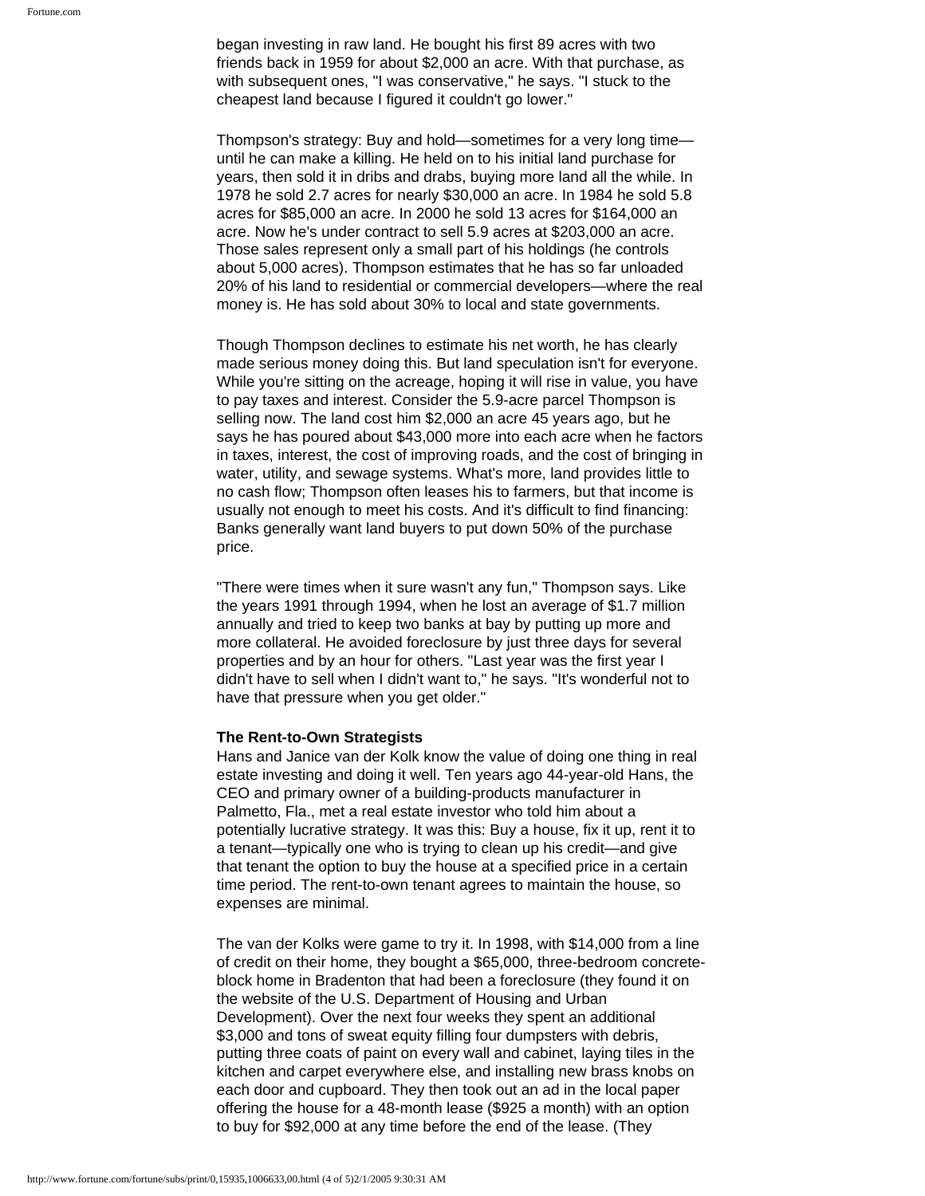began investing in raw land. He bought his first 89 acres with two friends back in 1959 for about $2,000 an acre. With that purchase, as with subsequent ones, "I was conservative," he says. "I stuck to the cheapest land because I figured it couldn't go lower."

Thompson's strategy: Buy and hold—sometimes for a very long time—until he can make a killing. He held on to his initial land purchase for years, then sold it in dribs and drabs, buying more land all the while. In 1978 he sold 2.7 acres for nearly $30,000 an acre. In 1984 he sold 5.8 acres for $85,000 an acre. In 2000 he sold 13 acres for $164,000 an acre. Now he's under contract to sell 5.9 acres at $203,000 an acre. Those sales represent only a small part of his holdings (he controls about 5,000 acres). Thompson estimates that he has so far unloaded 20% of his land to residential or commercial developers—where the real money is. He has sold about 30% to local and state governments.

Though Thompson declines to estimate his net worth, he has clearly made serious money doing this. But land speculation isn't for everyone. While you're sitting on the acreage, hoping it will rise in value, you have to pay taxes and interest. Consider the 5.9-acre parcel Thompson is selling now. The land cost him $2,000 an acre 45 years ago, but he says he has poured about $43,000 more into each acre when he factors in taxes, interest, the cost of improving roads, and the cost of bringing in water, utility, and sewage systems. What's more, land provides little to no cash flow; Thompson often leases his to farmers, but that income is usually not enough to meet his costs. And it's difficult to find financing: Banks generally want land buyers to put down 50% of the purchase price.

"There were times when it sure wasn't any fun," Thompson says. Like the years 1991 through 1994, when he lost an average of $1.7 million annually and tried to keep two banks at bay by putting up more and more collateral. He avoided foreclosure by just three days for several properties and by an hour for others. "Last year was the first year I didn't have to sell when I didn't want to," he says. "It's wonderful not to have that pressure when you get older."

**The Rent-to-Own Strategists**

Hans and Janice van der Kolk know the value of doing one thing in real estate investing and doing it well. Ten years ago 44-year-old Hans, the CEO and primary owner of a building-products manufacturer in Palmetto, Fla., met a real estate investor who told him about a potentially lucrative strategy. It was this: Buy a house, fix it up, rent it to a tenant—typically one who is trying to clean up his credit—and give that tenant the option to buy the house at a specified price in a certain time period. The rent-to-own tenant agrees to maintain the house, so expenses are minimal.

The van der Kolks were game to try it. In 1998, with $14,000 from a line of credit on their home, they bought a $65,000, three-bedroom concrete-block home in Bradenton that had been a foreclosure (they found it on the website of the U.S. Department of Housing and Urban Development). Over the next four weeks they spent an additional $3,000 and tons of sweat equity filling four dumpsters with debris, putting three coats of paint on every wall and cabinet, laying tiles in the kitchen and carpet everywhere else, and installing new brass knobs on each door and cupboard. They then took out an ad in the local paper offering the house for a 48-month lease ($925 a month) with an option to buy for $92,000 at any time before the end of the lease. (They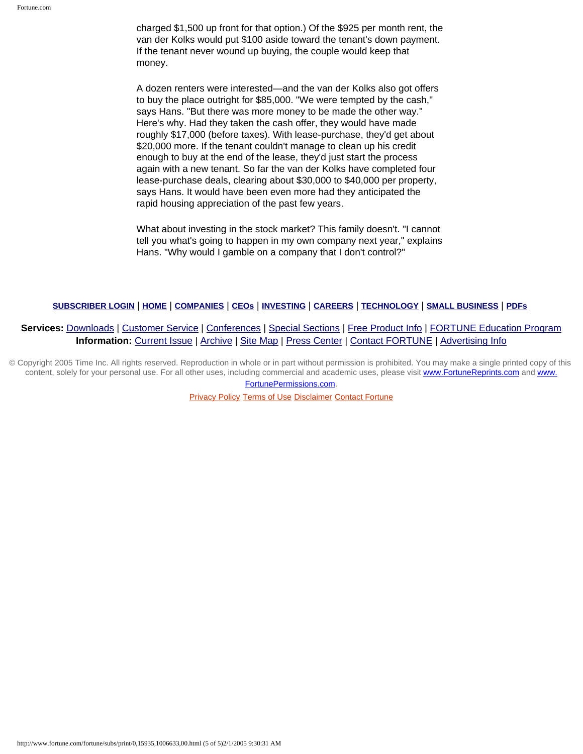charged $1,500 up front for that option.) Of the $925 per month rent, the van der Kolks would put $100 aside toward the tenant's down payment. If the tenant never wound up buying, the couple would keep that money.

A dozen renters were interested—and the van der Kolks also got offers to buy the place outright for $85,000. "We were tempted by the cash," says Hans. "But there was more money to be made the other way." Here's why. Had they taken the cash offer, they would have made roughly $17,000 (before taxes). With lease-purchase, they'd get about $20,000 more. If the tenant couldn't manage to clean up his credit enough to buy at the end of the lease, they'd just start the process again with a new tenant. So far the van der Kolks have completed four lease-purchase deals, clearing about $30,000 to $40,000 per property, says Hans. It would have been even more had they anticipated the rapid housing appreciation of the past few years.

What about investing in the stock market? This family doesn't. "I cannot tell you what's going to happen in my own company next year," explains Hans. "Why would I gamble on a company that I don't control?"

**SUBSCRIBER LOGIN** | **HOME** | **COMPANIES** | **CEOs** | **INVESTING** | **CAREERS** | **TECHNOLOGY** | **SMALL BUSINESS** | **PDFs**

**Services:** Downloads | Customer Service | Conferences | Special Sections | Free Product Info | FORTUNE Education Program
**Information:** Current Issue | Archive | Site Map | Press Center | Contact FORTUNE | Advertising Info

© Copyright 2005 Time Inc. All rights reserved. Reproduction in whole or in part without permission is prohibited. You may make a single printed copy of this content, solely for your personal use. For all other uses, including commercial and academic uses, please visit www.FortuneReprints.com and www.FortunePermissions.com.

Privacy Policy Terms of Use Disclaimer Contact Fortune